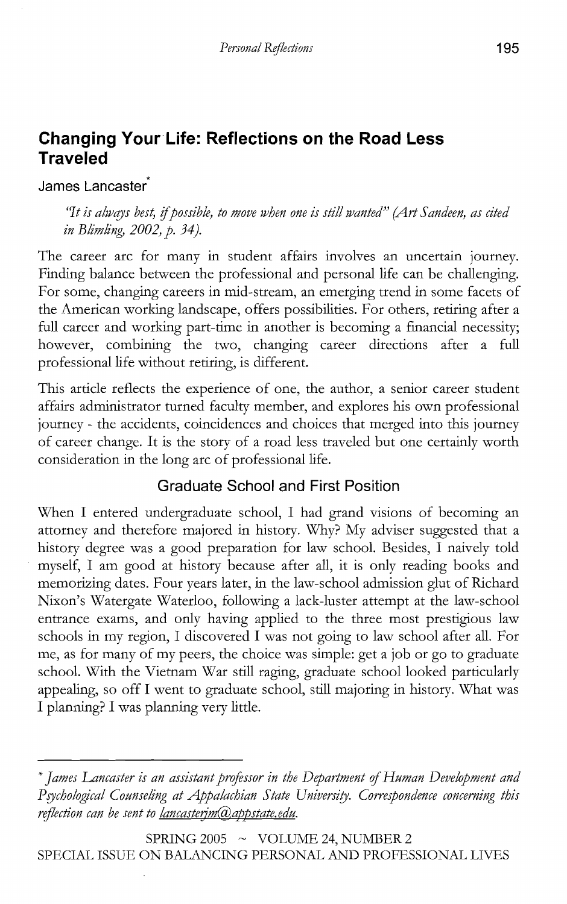## Changing Your Life: Reflections on the Road Less Traveled

James Lancaster[*]

*"It is always best, if possible, to move when one is still wanted" (Art Sandeen, as cited in Blimling, 2002, p. 34).*

The career arc for many in student affairs involves an uncertain journey. Finding balance between the professional and personal life can be challenging. For some, changing careers in mid-stream, an emerging trend in some facets of the American working landscape, offers possibilities. For others, retiring after a full career and working part-time in another is becoming a financial necessity; however, combining the two, changing career directions after a full professional life without retiring, is different.

This article reflects the experience of one, the author, a senior career student affairs administrator turned faculty member, and explores his own professional journey - the accidents, coincidences and choices that merged into this journey of career change. It is the story of a road less traveled but one certainly worth consideration in the long arc of professional life.

### Graduate School and First Position

When I entered undergraduate school, I had grand visions of becoming an attorney and therefore majored in history. Why? My adviser suggested that a history degree was a good preparation for law school. Besides, I naively told myself, I am good at history because after all, it is only reading books and memorizing dates. Four years later, in the law-school admission glut of Richard Nixon's Watergate Waterloo, following a lack-luster attempt at the law-school entrance exams, and only having applied to the three most prestigious law schools in my region, I discovered I was not going to law school after all. For me, as for many of my peers, the choice was simple: get a job or go to graduate school. With the Vietnam War still raging, graduate school looked particularly appealing, so off I went to graduate school, still majoring in history. What was I planning? I was planning very little.

---

[*] *James Lancaster is an assistant professor in the Department of Human Development and Psychological Counseling at Appalachian State University. Correspondence concerning this reflection can be sent to lancasterjm@appstate.edu.*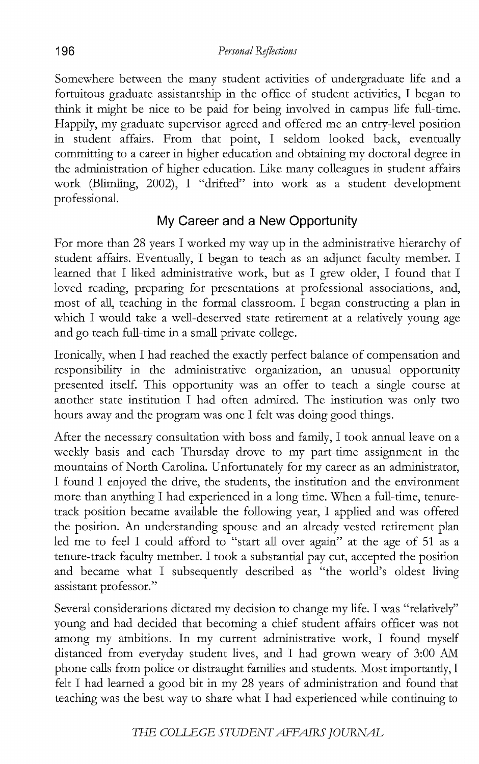Somewhere between the many student activities of undergraduate life and a fortuitous graduate assistantship in the office of student activities, I began to think it might be nice to be paid for being involved in campus life full-time. Happily, my graduate supervisor agreed and offered me an entry-level position in student affairs. From that point, I seldom looked back, eventually committing to a career in higher education and obtaining my doctoral degree in the administration of higher education. Like many colleagues in student affairs work (Blimling, 2002), I "drifted" into work as a student development professional.

## My Career and a New Opportunity

For more than 28 years I worked my way up in the administrative hierarchy of student affairs. Eventually, I began to teach as an adjunct faculty member. I learned that I liked administrative work, but as I grew older, I found that I loved reading, preparing for presentations at professional associations, and, most of all, teaching in the formal classroom. I began constructing a plan in which I would take a well-deserved state retirement at a relatively young age and go teach full-time in a small private college.

Ironically, when I had reached the exactly perfect balance of compensation and responsibility in the administrative organization, an unusual opportunity presented itself. This opportunity was an offer to teach a single course at another state institution I had often admired. The institution was only two hours away and the program was one I felt was doing good things.

After the necessary consultation with boss and family, I took annual leave on a weekly basis and each Thursday drove to my part-time assignment in the mountains of North Carolina. Unfortunately for my career as an administrator, I found I enjoyed the drive, the students, the institution and the environment more than anything I had experienced in a long time. When a full-time, tenure-track position became available the following year, I applied and was offered the position. An understanding spouse and an already vested retirement plan led me to feel I could afford to "start all over again" at the age of 51 as a tenure-track faculty member. I took a substantial pay cut, accepted the position and became what I subsequently described as "the world's oldest living assistant professor."

Several considerations dictated my decision to change my life. I was "relatively" young and had decided that becoming a chief student affairs officer was not among my ambitions. In my current administrative work, I found myself distanced from everyday student lives, and I had grown weary of 3:00 AM phone calls from police or distraught families and students. Most importantly, I felt I had learned a good bit in my 28 years of administration and found that teaching was the best way to share what I had experienced while continuing to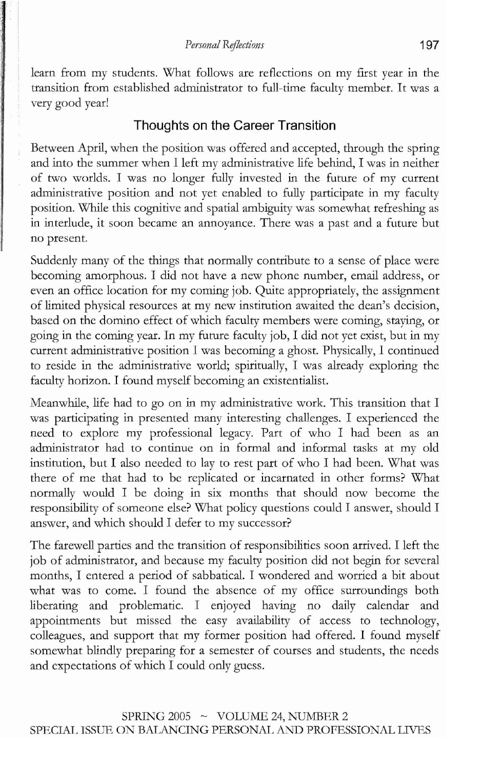learn from my students. What follows are reflections on my first year in the transition from established administrator to full-time faculty member. It was a very good year!

## Thoughts on the Career Transition

Between April, when the position was offered and accepted, through the spring and into the summer when I left my administrative life behind, I was in neither of two worlds. I was no longer fully invested in the future of my current administrative position and not yet enabled to fully participate in my faculty position. While this cognitive and spatial ambiguity was somewhat refreshing as in interlude, it soon became an annoyance. There was a past and a future but no present.

Suddenly many of the things that normally contribute to a sense of place were becoming amorphous. I did not have a new phone number, email address, or even an office location for my coming job. Quite appropriately, the assignment of limited physical resources at my new institution awaited the dean's decision, based on the domino effect of which faculty members were coming, staying, or going in the coming year. In my future faculty job, I did not yet exist, but in my current administrative position I was becoming a ghost. Physically, I continued to reside in the administrative world; spiritually, I was already exploring the faculty horizon. I found myself becoming an existentialist.

Meanwhile, life had to go on in my administrative work. This transition that I was participating in presented many interesting challenges. I experienced the need to explore my professional legacy. Part of who I had been as an administrator had to continue on in formal and informal tasks at my old institution, but I also needed to lay to rest part of who I had been. What was there of me that had to be replicated or incarnated in other forms? What normally would I be doing in six months that should now become the responsibility of someone else? What policy questions could I answer, should I answer, and which should I defer to my successor?

The farewell parties and the transition of responsibilities soon arrived. I left the job of administrator, and because my faculty position did not begin for several months, I entered a period of sabbatical. I wondered and worried a bit about what was to come. I found the absence of my office surroundings both liberating and problematic. I enjoyed having no daily calendar and appointments but missed the easy availability of access to technology, colleagues, and support that my former position had offered. I found myself somewhat blindly preparing for a semester of courses and students, the needs and expectations of which I could only guess.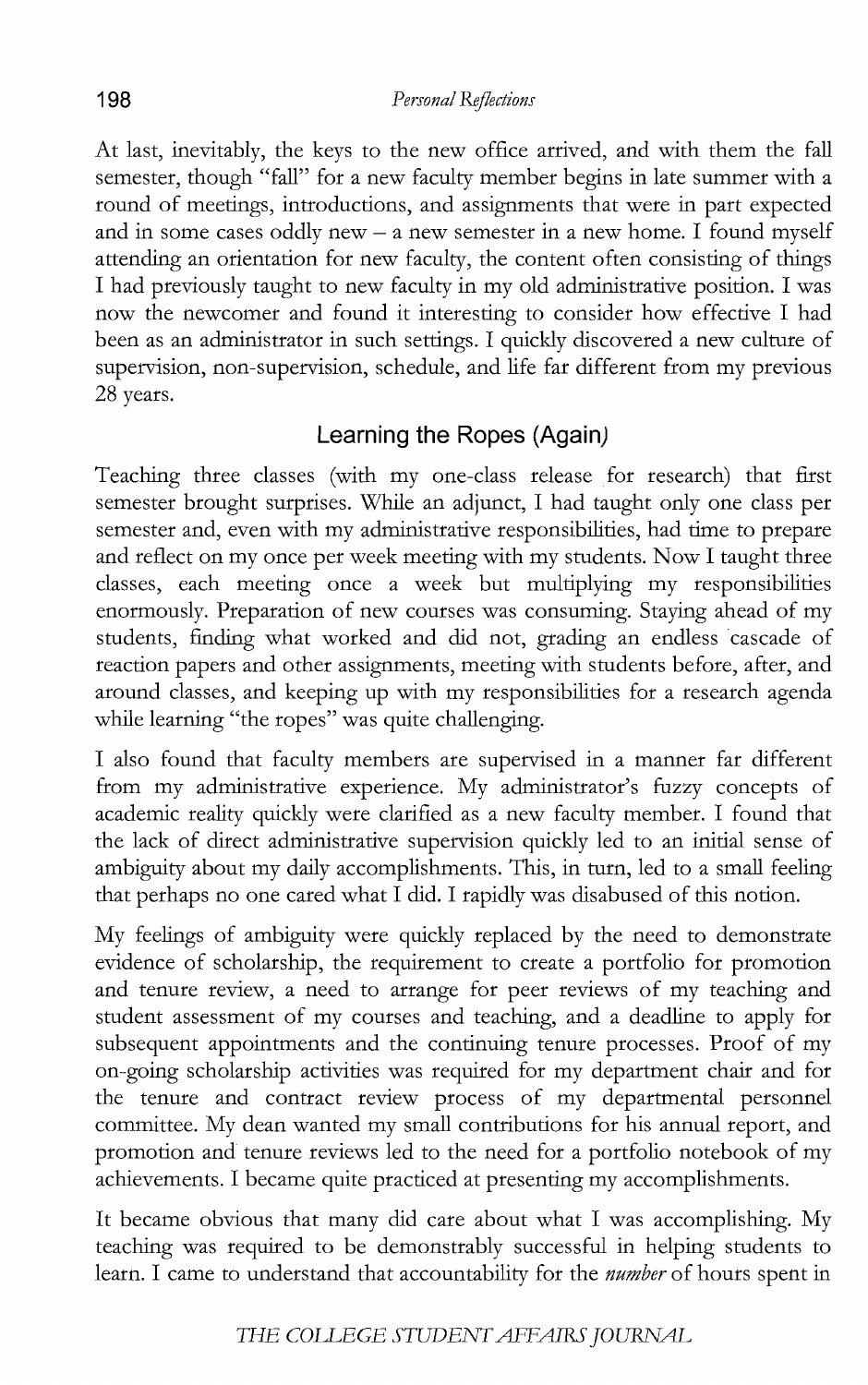At last, inevitably, the keys to the new office arrived, and with them the fall semester, though "fall" for a new faculty member begins in late summer with a round of meetings, introductions, and assignments that were in part expected and in some cases oddly new – a new semester in a new home. I found myself attending an orientation for new faculty, the content often consisting of things I had previously taught to new faculty in my old administrative position. I was now the newcomer and found it interesting to consider how effective I had been as an administrator in such settings. I quickly discovered a new culture of supervision, non-supervision, schedule, and life far different from my previous 28 years.

## Learning the Ropes (Again)

Teaching three classes (with my one-class release for research) that first semester brought surprises. While an adjunct, I had taught only one class per semester and, even with my administrative responsibilities, had time to prepare and reflect on my once per week meeting with my students. Now I taught three classes, each meeting once a week but multiplying my responsibilities enormously. Preparation of new courses was consuming. Staying ahead of my students, finding what worked and did not, grading an endless cascade of reaction papers and other assignments, meeting with students before, after, and around classes, and keeping up with my responsibilities for a research agenda while learning "the ropes" was quite challenging.

I also found that faculty members are supervised in a manner far different from my administrative experience. My administrator's fuzzy concepts of academic reality quickly were clarified as a new faculty member. I found that the lack of direct administrative supervision quickly led to an initial sense of ambiguity about my daily accomplishments. This, in turn, led to a small feeling that perhaps no one cared what I did. I rapidly was disabused of this notion.

My feelings of ambiguity were quickly replaced by the need to demonstrate evidence of scholarship, the requirement to create a portfolio for promotion and tenure review, a need to arrange for peer reviews of my teaching and student assessment of my courses and teaching, and a deadline to apply for subsequent appointments and the continuing tenure processes. Proof of my on-going scholarship activities was required for my department chair and for the tenure and contract review process of my departmental personnel committee. My dean wanted my small contributions for his annual report, and promotion and tenure reviews led to the need for a portfolio notebook of my achievements. I became quite practiced at presenting my accomplishments.

It became obvious that many did care about what I was accomplishing. My teaching was required to be demonstrably successful in helping students to learn. I came to understand that accountability for the *number* of hours spent in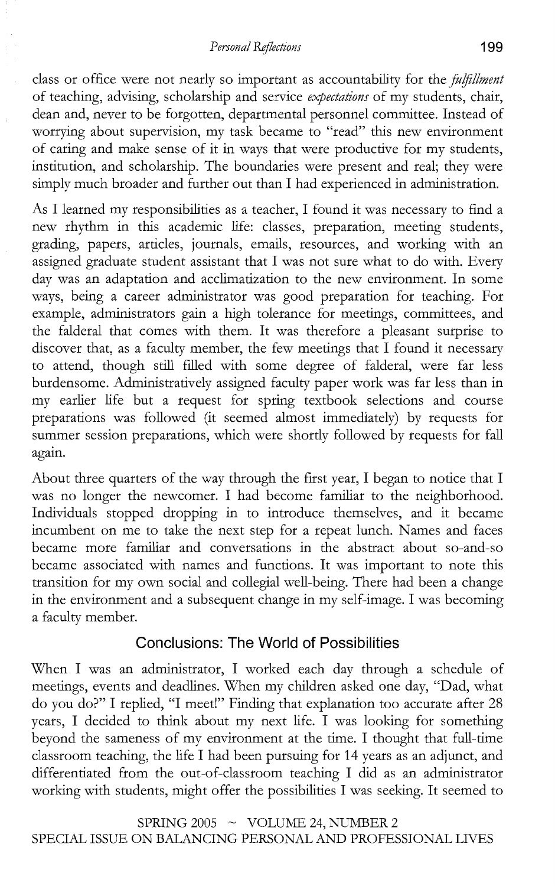class or office were not nearly so important as accountability for the *fulfillment* of teaching, advising, scholarship and service *expectations* of my students, chair, dean and, never to be forgotten, departmental personnel committee. Instead of worrying about supervision, my task became to "read" this new environment of caring and make sense of it in ways that were productive for my students, institution, and scholarship. The boundaries were present and real; they were simply much broader and further out than I had experienced in administration.

As I learned my responsibilities as a teacher, I found it was necessary to find a new rhythm in this academic life: classes, preparation, meeting students, grading, papers, articles, journals, emails, resources, and working with an assigned graduate student assistant that I was not sure what to do with. Every day was an adaptation and acclimatization to the new environment. In some ways, being a career administrator was good preparation for teaching. For example, administrators gain a high tolerance for meetings, committees, and the falderal that comes with them. It was therefore a pleasant surprise to discover that, as a faculty member, the few meetings that I found it necessary to attend, though still filled with some degree of falderal, were far less burdensome. Administratively assigned faculty paper work was far less than in my earlier life but a request for spring textbook selections and course preparations was followed (it seemed almost immediately) by requests for summer session preparations, which were shortly followed by requests for fall again.

About three quarters of the way through the first year, I began to notice that I was no longer the newcomer. I had become familiar to the neighborhood. Individuals stopped dropping in to introduce themselves, and it became incumbent on me to take the next step for a repeat lunch. Names and faces became more familiar and conversations in the abstract about so-and-so became associated with names and functions. It was important to note this transition for my own social and collegial well-being. There had been a change in the environment and a subsequent change in my self-image. I was becoming a faculty member.

## Conclusions: The World of Possibilities

When I was an administrator, I worked each day through a schedule of meetings, events and deadlines. When my children asked one day, "Dad, what do you do?" I replied, "I meet!" Finding that explanation too accurate after 28 years, I decided to think about my next life. I was looking for something beyond the sameness of my environment at the time. I thought that full-time classroom teaching, the life I had been pursuing for 14 years as an adjunct, and differentiated from the out-of-classroom teaching I did as an administrator working with students, might offer the possibilities I was seeking. It seemed to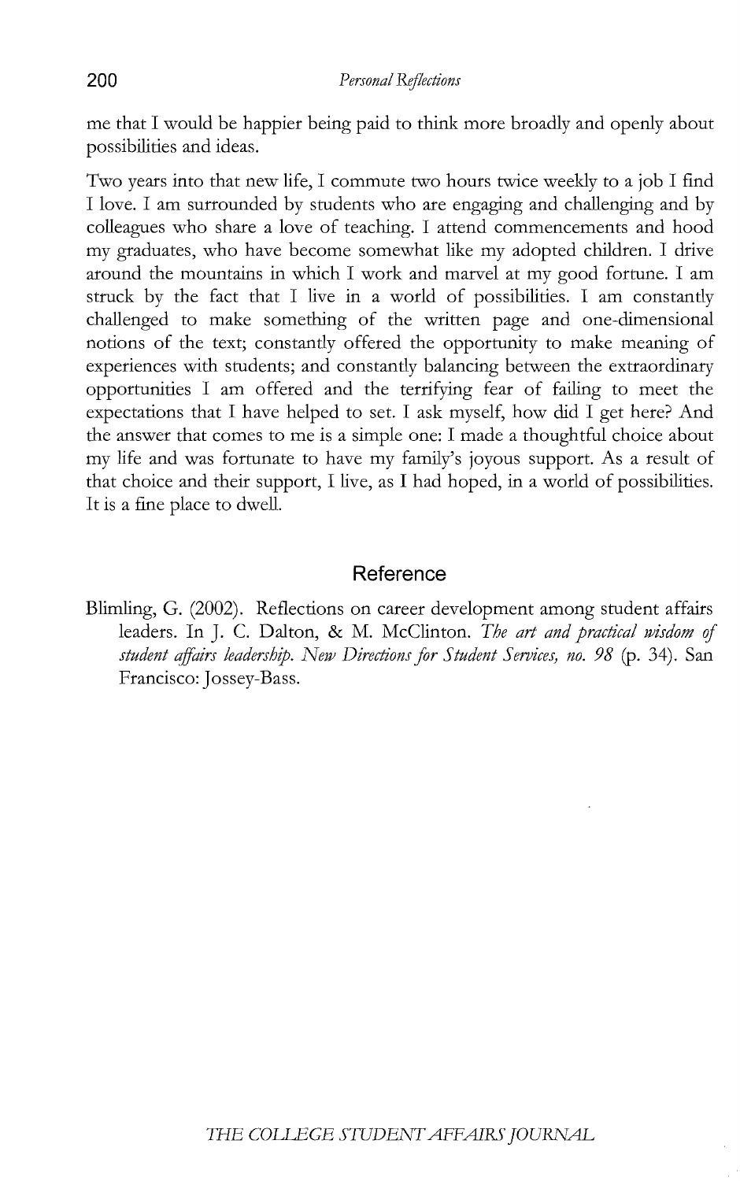me that I would be happier being paid to think more broadly and openly about possibilities and ideas.

Two years into that new life, I commute two hours twice weekly to a job I find I love. I am surrounded by students who are engaging and challenging and by colleagues who share a love of teaching. I attend commencements and hood my graduates, who have become somewhat like my adopted children. I drive around the mountains in which I work and marvel at my good fortune. I am struck by the fact that I live in a world of possibilities. I am constantly challenged to make something of the written page and one-dimensional notions of the text; constantly offered the opportunity to make meaning of experiences with students; and constantly balancing between the extraordinary opportunities I am offered and the terrifying fear of failing to meet the expectations that I have helped to set. I ask myself, how did I get here? And the answer that comes to me is a simple one: I made a thoughtful choice about my life and was fortunate to have my family's joyous support. As a result of that choice and their support, I live, as I had hoped, in a world of possibilities. It is a fine place to dwell.

## Reference

Blimling, G. (2002). Reflections on career development among student affairs leaders. In J. C. Dalton, & M. McClinton. *The art and practical wisdom of student affairs leadership. New Directions for Student Services, no. 98* (p. 34). San Francisco: Jossey-Bass.